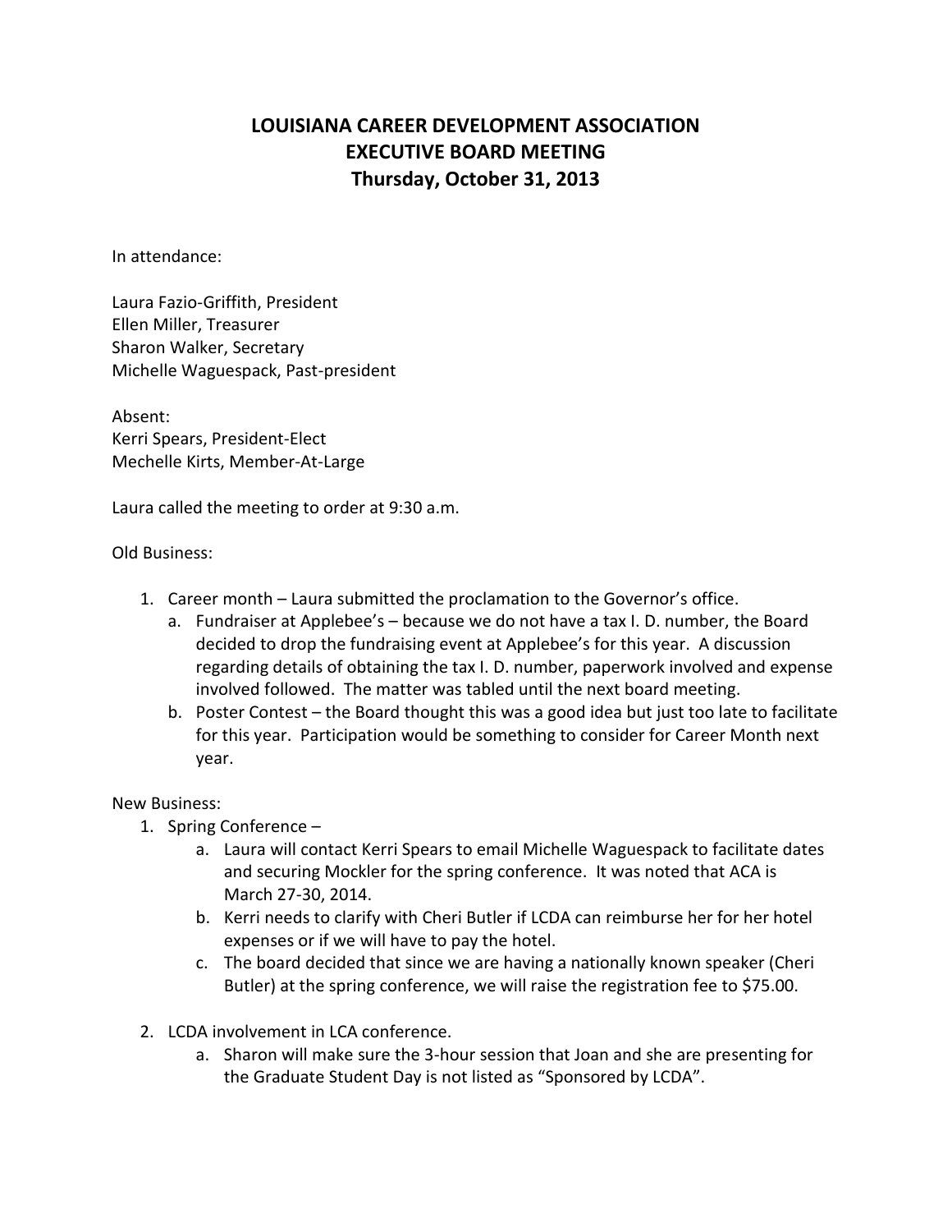# LOUISIANA CAREER DEVELOPMENT ASSOCIATION
# EXECUTIVE BOARD MEETING
# Thursday, October 31, 2013

In attendance:

Laura Fazio-Griffith, President
Ellen Miller, Treasurer
Sharon Walker, Secretary
Michelle Waguespack, Past-president

Absent:
Kerri Spears, President-Elect
Mechelle Kirts, Member-At-Large

Laura called the meeting to order at 9:30 a.m.

Old Business:

1. Career month – Laura submitted the proclamation to the Governor's office.
   a. Fundraiser at Applebee's – because we do not have a tax I. D. number, the Board decided to drop the fundraising event at Applebee's for this year. A discussion regarding details of obtaining the tax I. D. number, paperwork involved and expense involved followed. The matter was tabled until the next board meeting.
   b. Poster Contest – the Board thought this was a good idea but just too late to facilitate for this year. Participation would be something to consider for Career Month next year.

New Business:

1. Spring Conference –
   a. Laura will contact Kerri Spears to email Michelle Waguespack to facilitate dates and securing Mockler for the spring conference. It was noted that ACA is March 27-30, 2014.
   b. Kerri needs to clarify with Cheri Butler if LCDA can reimburse her for her hotel expenses or if we will have to pay the hotel.
   c. The board decided that since we are having a nationally known speaker (Cheri Butler) at the spring conference, we will raise the registration fee to $75.00.

2. LCDA involvement in LCA conference.
   a. Sharon will make sure the 3-hour session that Joan and she are presenting for the Graduate Student Day is not listed as "Sponsored by LCDA".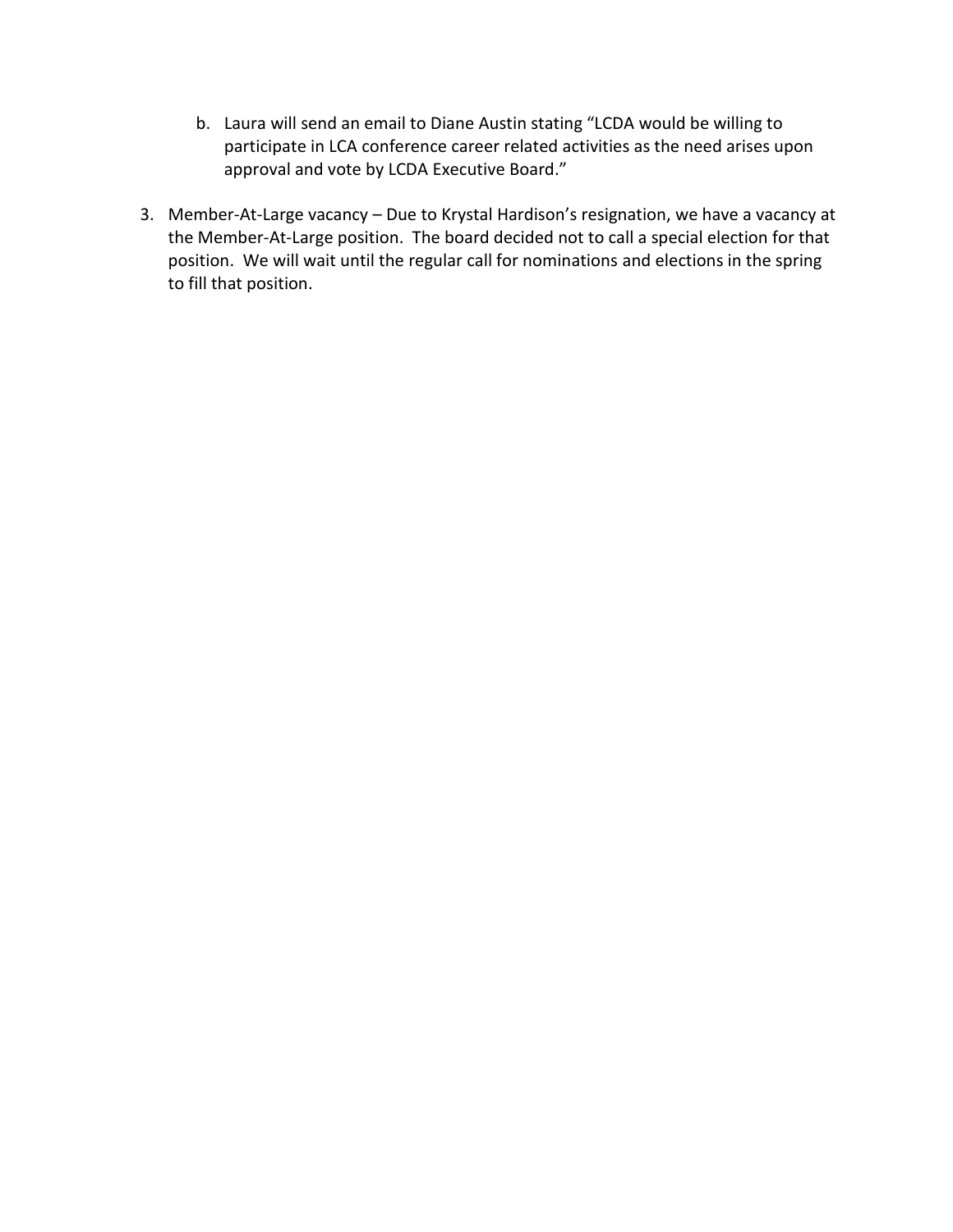b. Laura will send an email to Diane Austin stating "LCDA would be willing to participate in LCA conference career related activities as the need arises upon approval and vote by LCDA Executive Board."

3. Member-At-Large vacancy – Due to Krystal Hardison's resignation, we have a vacancy at the Member-At-Large position. The board decided not to call a special election for that position. We will wait until the regular call for nominations and elections in the spring to fill that position.